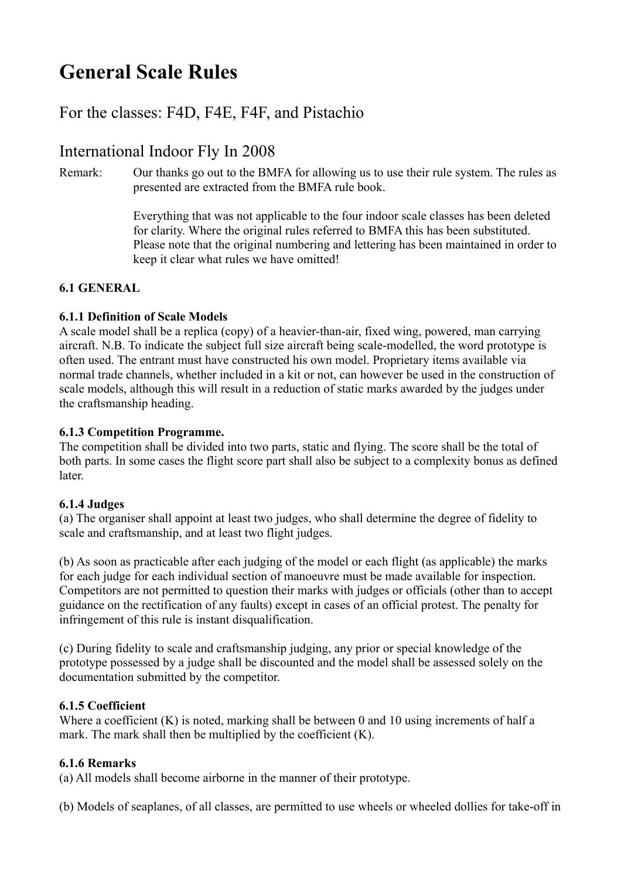# General Scale Rules

## For the classes: F4D, F4E, F4F, and Pistachio

## International Indoor Fly In 2008

Remark: Our thanks go out to the BMFA for allowing us to use their rule system. The rules as presented are extracted from the BMFA rule book.

Everything that was not applicable to the four indoor scale classes has been deleted for clarity. Where the original rules referred to BMFA this has been substituted. Please note that the original numbering and lettering has been maintained in order to keep it clear what rules we have omitted!

**6.1 GENERAL**

**6.1.1 Definition of Scale Models**
A scale model shall be a replica (copy) of a heavier-than-air, fixed wing, powered, man carrying aircraft. N.B. To indicate the subject full size aircraft being scale-modelled, the word prototype is often used. The entrant must have constructed his own model. Proprietary items available via normal trade channels, whether included in a kit or not, can however be used in the construction of scale models, although this will result in a reduction of static marks awarded by the judges under the craftsmanship heading.

**6.1.3 Competition Programme.**
The competition shall be divided into two parts, static and flying. The score shall be the total of both parts. In some cases the flight score part shall also be subject to a complexity bonus as defined later.

**6.1.4 Judges**
(a) The organiser shall appoint at least two judges, who shall determine the degree of fidelity to scale and craftsmanship, and at least two flight judges.

(b) As soon as practicable after each judging of the model or each flight (as applicable) the marks for each judge for each individual section of manoeuvre must be made available for inspection. Competitors are not permitted to question their marks with judges or officials (other than to accept guidance on the rectification of any faults) except in cases of an official protest. The penalty for infringement of this rule is instant disqualification.

(c) During fidelity to scale and craftsmanship judging, any prior or special knowledge of the prototype possessed by a judge shall be discounted and the model shall be assessed solely on the documentation submitted by the competitor.

**6.1.5 Coefficient**
Where a coefficient (K) is noted, marking shall be between 0 and 10 using increments of half a mark. The mark shall then be multiplied by the coefficient (K).

**6.1.6 Remarks**
(a) All models shall become airborne in the manner of their prototype.

(b) Models of seaplanes, of all classes, are permitted to use wheels or wheeled dollies for take-off in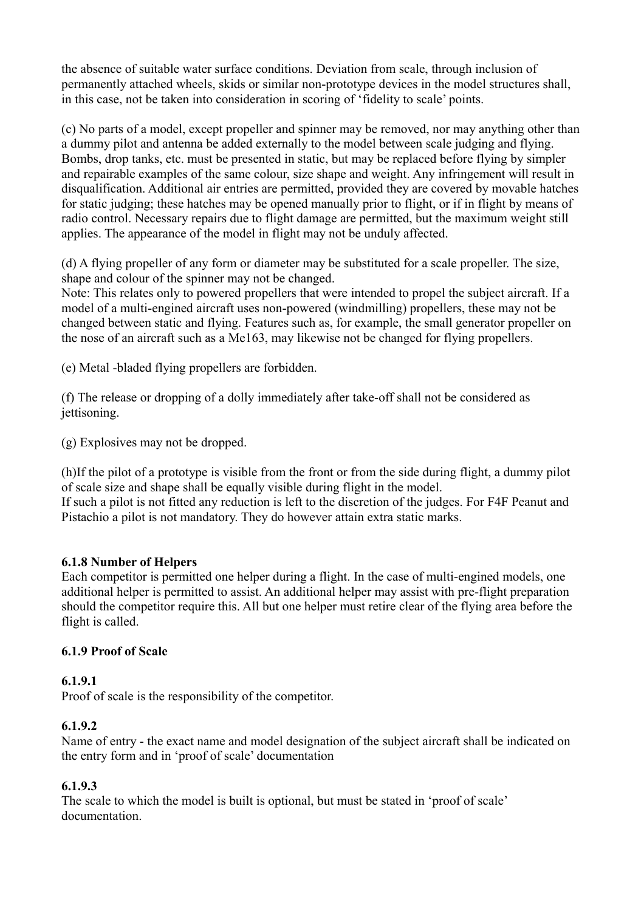the absence of suitable water surface conditions. Deviation from scale, through inclusion of permanently attached wheels, skids or similar non-prototype devices in the model structures shall, in this case, not be taken into consideration in scoring of 'fidelity to scale' points.

(c) No parts of a model, except propeller and spinner may be removed, nor may anything other than a dummy pilot and antenna be added externally to the model between scale judging and flying. Bombs, drop tanks, etc. must be presented in static, but may be replaced before flying by simpler and repairable examples of the same colour, size shape and weight. Any infringement will result in disqualification. Additional air entries are permitted, provided they are covered by movable hatches for static judging; these hatches may be opened manually prior to flight, or if in flight by means of radio control. Necessary repairs due to flight damage are permitted, but the maximum weight still applies. The appearance of the model in flight may not be unduly affected.

(d) A flying propeller of any form or diameter may be substituted for a scale propeller. The size, shape and colour of the spinner may not be changed.
Note: This relates only to powered propellers that were intended to propel the subject aircraft. If a model of a multi-engined aircraft uses non-powered (windmilling) propellers, these may not be changed between static and flying. Features such as, for example, the small generator propeller on the nose of an aircraft such as a Me163, may likewise not be changed for flying propellers.

(e) Metal -bladed flying propellers are forbidden.

(f) The release or dropping of a dolly immediately after take-off shall not be considered as jettisoning.

(g) Explosives may not be dropped.

(h)If the pilot of a prototype is visible from the front or from the side during flight, a dummy pilot of scale size and shape shall be equally visible during flight in the model.
If such a pilot is not fitted any reduction is left to the discretion of the judges. For F4F Peanut and Pistachio a pilot is not mandatory. They do however attain extra static marks.

### 6.1.8 Number of Helpers

Each competitor is permitted one helper during a flight. In the case of multi-engined models, one additional helper is permitted to assist. An additional helper may assist with pre-flight preparation should the competitor require this. All but one helper must retire clear of the flying area before the flight is called.

### 6.1.9 Proof of Scale

#### 6.1.9.1

Proof of scale is the responsibility of the competitor.

#### 6.1.9.2

Name of entry - the exact name and model designation of the subject aircraft shall be indicated on the entry form and in 'proof of scale' documentation

#### 6.1.9.3

The scale to which the model is built is optional, but must be stated in 'proof of scale' documentation.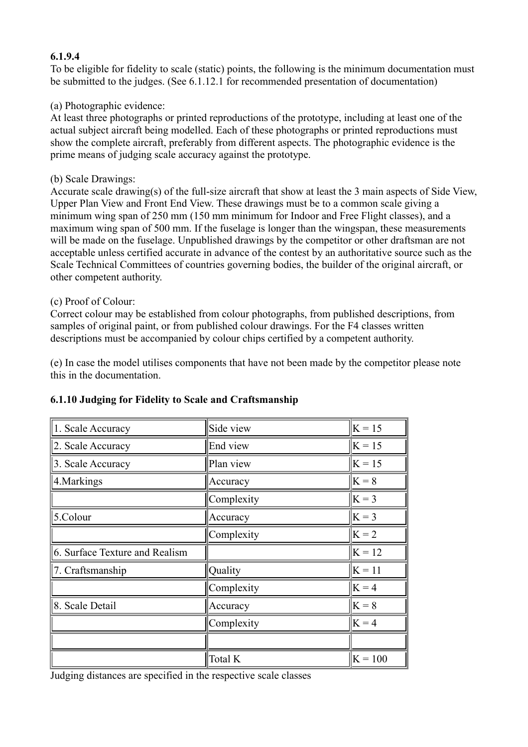**6.1.9.4**

To be eligible for fidelity to scale (static) points, the following is the minimum documentation must be submitted to the judges. (See 6.1.12.1 for recommended presentation of documentation)

(a) Photographic evidence:

At least three photographs or printed reproductions of the prototype, including at least one of the actual subject aircraft being modelled. Each of these photographs or printed reproductions must show the complete aircraft, preferably from different aspects. The photographic evidence is the prime means of judging scale accuracy against the prototype.

(b) Scale Drawings:

Accurate scale drawing(s) of the full-size aircraft that show at least the 3 main aspects of Side View, Upper Plan View and Front End View. These drawings must be to a common scale giving a minimum wing span of 250 mm (150 mm minimum for Indoor and Free Flight classes), and a maximum wing span of 500 mm. If the fuselage is longer than the wingspan, these measurements will be made on the fuselage. Unpublished drawings by the competitor or other draftsman are not acceptable unless certified accurate in advance of the contest by an authoritative source such as the Scale Technical Committees of countries governing bodies, the builder of the original aircraft, or other competent authority.

(c) Proof of Colour:

Correct colour may be established from colour photographs, from published descriptions, from samples of original paint, or from published colour drawings. For the F4 classes written descriptions must be accompanied by colour chips certified by a competent authority.

(e) In case the model utilises components that have not been made by the competitor please note this in the documentation.

**6.1.10 Judging for Fidelity to Scale and Craftsmanship**

| | | |
|---|---|---|
| 1. Scale Accuracy | Side view | K = 15 |
| 2. Scale Accuracy | End view | K = 15 |
| 3. Scale Accuracy | Plan view | K = 15 |
| 4.Markings | Accuracy | K = 8 |
| | Complexity | K = 3 |
| 5.Colour | Accuracy | K = 3 |
| | Complexity | K = 2 |
| 6. Surface Texture and Realism | | K = 12 |
| 7. Craftsmanship | Quality | K = 11 |
| | Complexity | K = 4 |
| 8. Scale Detail | Accuracy | K = 8 |
| | Complexity | K = 4 |
| | | |
| | Total K | K = 100 |

Judging distances are specified in the respective scale classes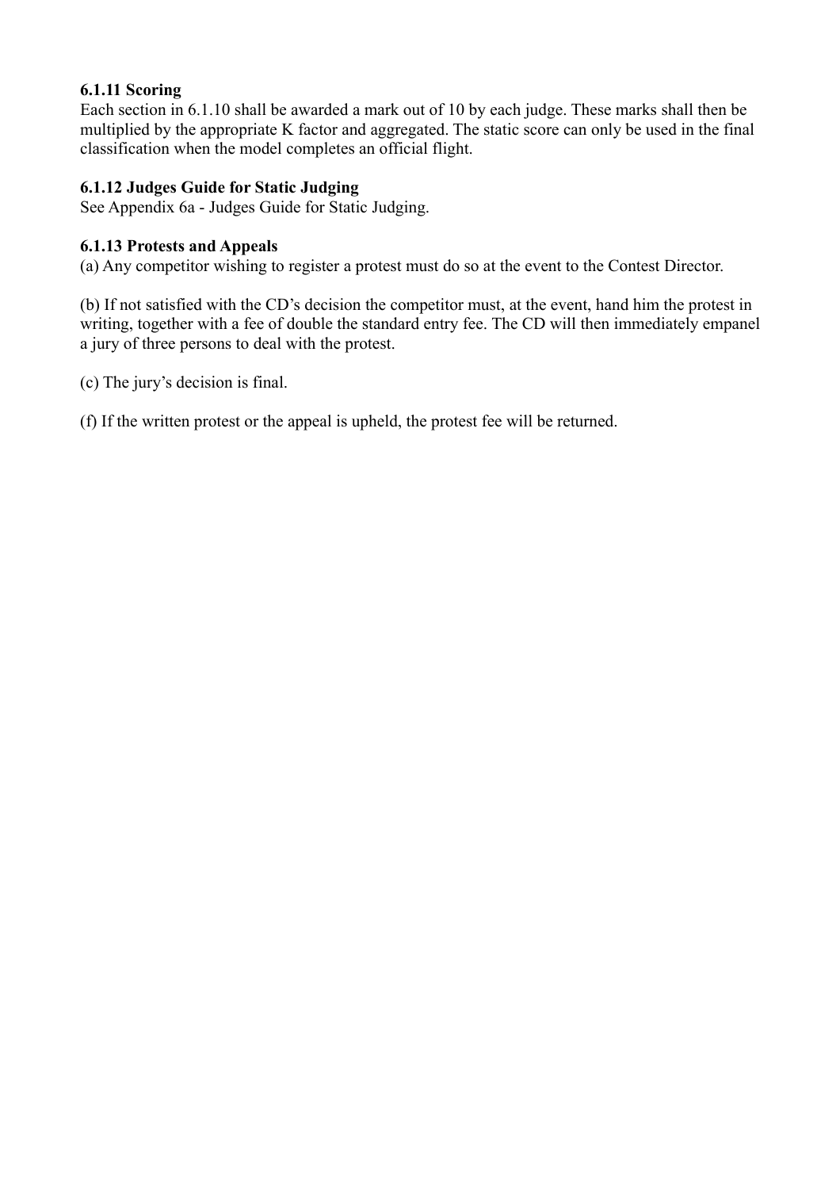### 6.1.11 Scoring

Each section in 6.1.10 shall be awarded a mark out of 10 by each judge. These marks shall then be multiplied by the appropriate K factor and aggregated. The static score can only be used in the final classification when the model completes an official flight.

### 6.1.12 Judges Guide for Static Judging

See Appendix 6a - Judges Guide for Static Judging.

### 6.1.13 Protests and Appeals

(a) Any competitor wishing to register a protest must do so at the event to the Contest Director.

(b) If not satisfied with the CD's decision the competitor must, at the event, hand him the protest in writing, together with a fee of double the standard entry fee. The CD will then immediately empanel a jury of three persons to deal with the protest.

(c) The jury's decision is final.

(f) If the written protest or the appeal is upheld, the protest fee will be returned.